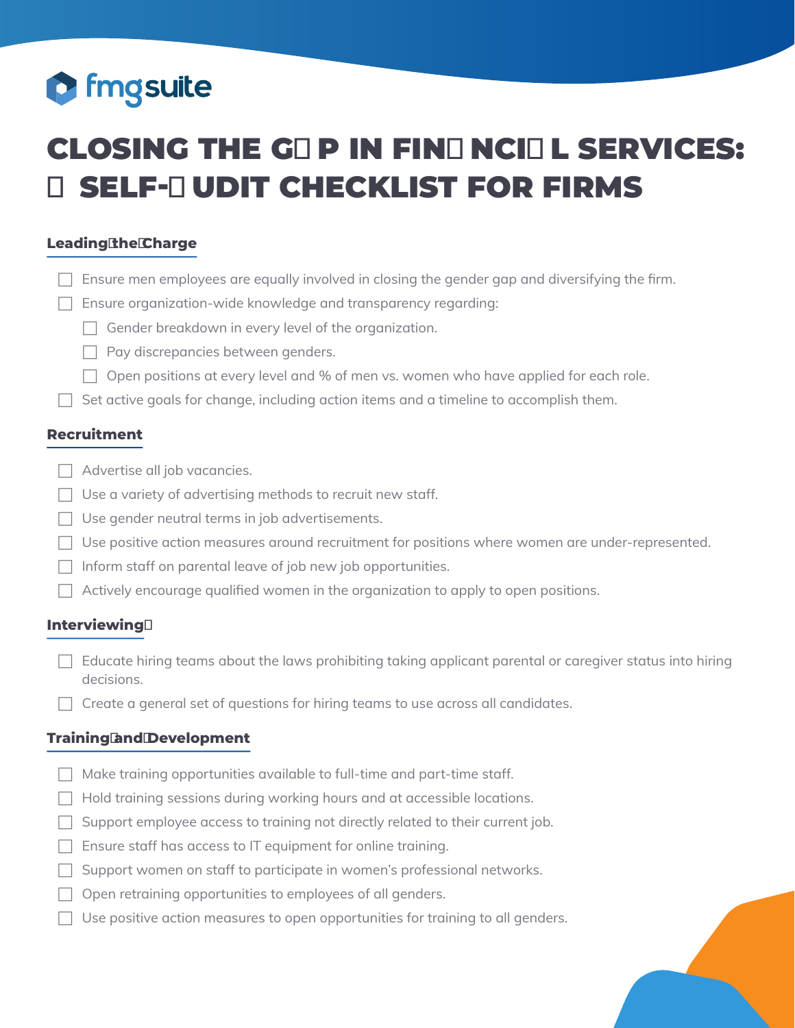# CLOSING THE GAP IN FINANCIAL SERVICES: A SELF-AUDIT CHECKLIST FOR FIRMS

## Leading the Charge

- [ ] Ensure men employees are equally involved in closing the gender gap and diversifying the firm.
- [ ] Ensure organization-wide knowledge and transparency regarding:
  - [ ] Gender breakdown in every level of the organization.
  - [ ] Pay discrepancies between genders.
  - [ ] Open positions at every level and % of men vs. women who have applied for each role.
- [ ] Set active goals for change, including action items and a timeline to accomplish them.

## Recruitment

- [ ] Advertise all job vacancies.
- [ ] Use a variety of advertising methods to recruit new staff.
- [ ] Use gender neutral terms in job advertisements.
- [ ] Use positive action measures around recruitment for positions where women are under-represented.
- [ ] Inform staff on parental leave of job new job opportunities.
- [ ] Actively encourage qualified women in the organization to apply to open positions.

## Interviewing

- [ ] Educate hiring teams about the laws prohibiting taking applicant parental or caregiver status into hiring decisions.
- [ ] Create a general set of questions for hiring teams to use across all candidates.

## Training and Development

- [ ] Make training opportunities available to full-time and part-time staff.
- [ ] Hold training sessions during working hours and at accessible locations.
- [ ] Support employee access to training not directly related to their current job.
- [ ] Ensure staff has access to IT equipment for online training.
- [ ] Support women on staff to participate in women's professional networks.
- [ ] Open retraining opportunities to employees of all genders.
- [ ] Use positive action measures to open opportunities for training to all genders.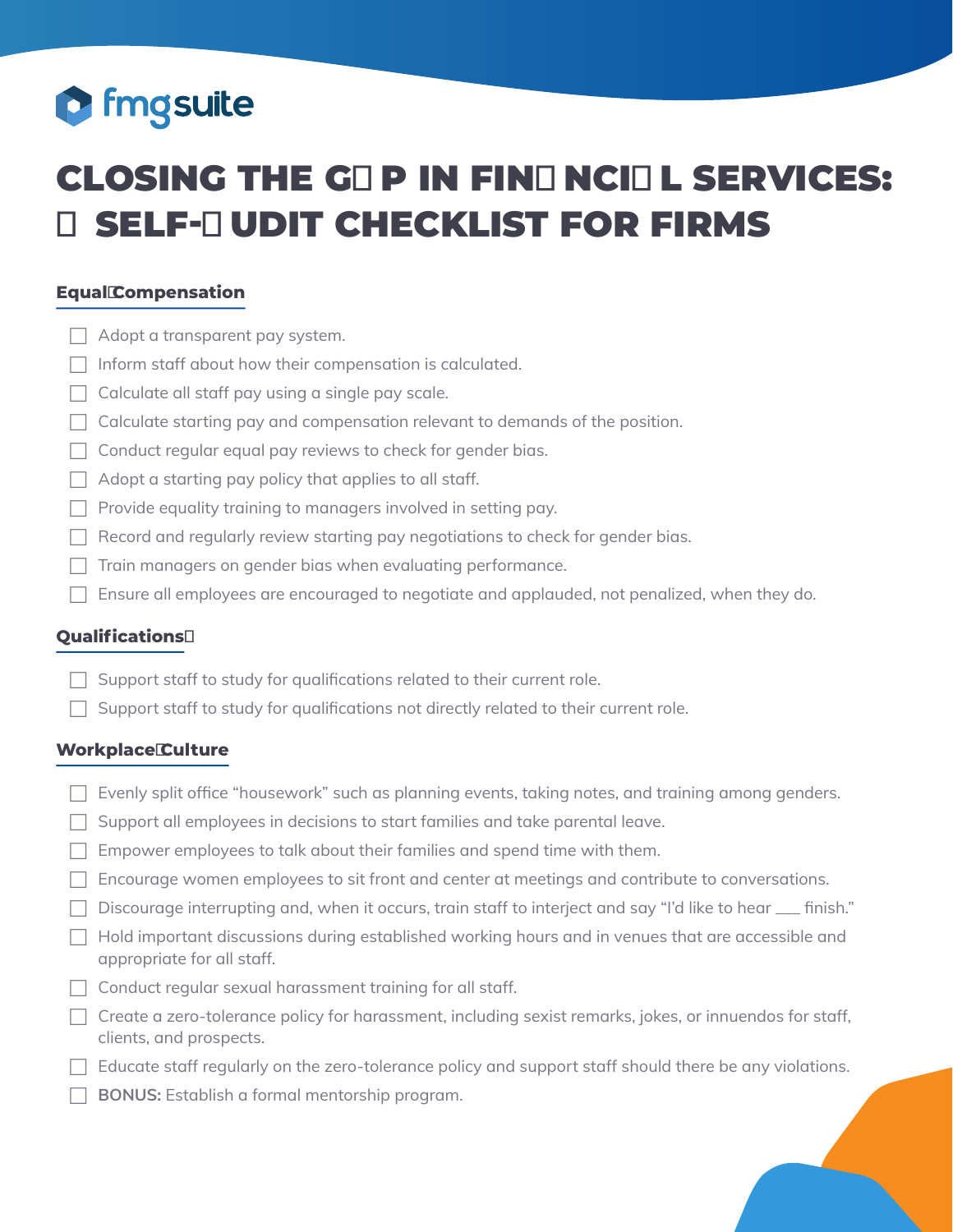# CLOSING THE GAP IN FINANCIAL SERVICES: A SELF-AUDIT CHECKLIST FOR FIRMS

## Equal Compensation

- [ ] Adopt a transparent pay system.
- [ ] Inform staff about how their compensation is calculated.
- [ ] Calculate all staff pay using a single pay scale.
- [ ] Calculate starting pay and compensation relevant to demands of the position.
- [ ] Conduct regular equal pay reviews to check for gender bias.
- [ ] Adopt a starting pay policy that applies to all staff.
- [ ] Provide equality training to managers involved in setting pay.
- [ ] Record and regularly review starting pay negotiations to check for gender bias.
- [ ] Train managers on gender bias when evaluating performance.
- [ ] Ensure all employees are encouraged to negotiate and applauded, not penalized, when they do.

## Qualifications

- [ ] Support staff to study for qualifications related to their current role.
- [ ] Support staff to study for qualifications not directly related to their current role.

## Workplace Culture

- [ ] Evenly split office "housework" such as planning events, taking notes, and training among genders.
- [ ] Support all employees in decisions to start families and take parental leave.
- [ ] Empower employees to talk about their families and spend time with them.
- [ ] Encourage women employees to sit front and center at meetings and contribute to conversations.
- [ ] Discourage interrupting and, when it occurs, train staff to interject and say "I'd like to hear ___ finish."
- [ ] Hold important discussions during established working hours and in venues that are accessible and appropriate for all staff.
- [ ] Conduct regular sexual harassment training for all staff.
- [ ] Create a zero-tolerance policy for harassment, including sexist remarks, jokes, or innuendos for staff, clients, and prospects.
- [ ] Educate staff regularly on the zero-tolerance policy and support staff should there be any violations.
- [ ] **BONUS:** Establish a formal mentorship program.